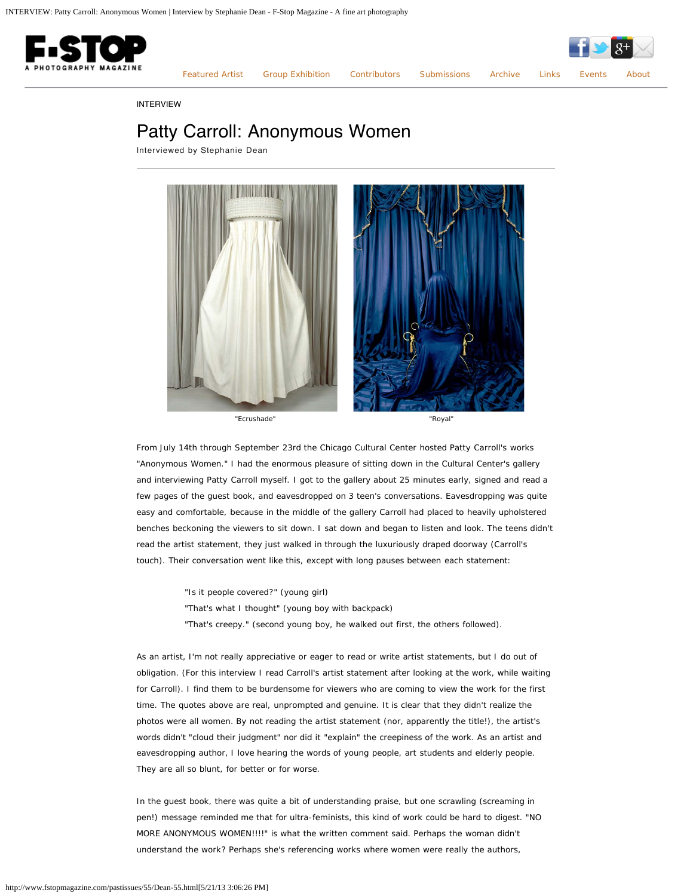INTERVIEW

# Patty Carroll: Anonymous Women

Interviewed by Stephanie Dean

"Ecrushade" "Royal"

From July 14th through September 23rd the Chicago Cultural Center hosted Patty Carroll's works "Anonymous Women." I had the enormous pleasure of sitting down in the Cultural Center's gallery and interviewing Patty Carroll myself. I got to the gallery about 25 minutes early, signed and read a few pages of the guest book, and eavesdropped on 3 teen's conversations. Eavesdropping was quite easy and comfortable, because in the middle of the gallery Carroll had placed to heavily upholstered benches beckoning the viewers to sit down. I sat down and began to listen and look. The teens didn't read the artist statement, they just walked in through the luxuriously draped doorway (Carroll's touch). Their conversation went like this, except with long pauses between each statement:

> "Is it people covered?" (young girl)
> "That's what I thought" (young boy with backpack)
> "That's creepy." (second young boy, he walked out first, the others followed).

As an artist, I'm not really appreciative or eager to read or write artist statements, but I do out of obligation. (For this interview I read Carroll's artist statement after looking at the work, while waiting for Carroll). I find them to be burdensome for viewers who are coming to view the work for the first time. The quotes above are real, unprompted and genuine. It is clear that they didn't realize the photos were all women. By not reading the artist statement (nor, apparently the title!), the artist's words didn't "cloud their judgment" nor did it "explain" the creepiness of the work. As an artist and eavesdropping author, I love hearing the words of young people, art students and elderly people. They are all so blunt, for better or for worse.

In the guest book, there was quite a bit of understanding praise, but one scrawling (screaming in pen!) message reminded me that for ultra-feminists, this kind of work could be hard to digest. "NO MORE ANONYMOUS WOMEN!!!!" is what the written comment said. Perhaps the woman didn't understand the work? Perhaps she's referencing works where women were really the authors,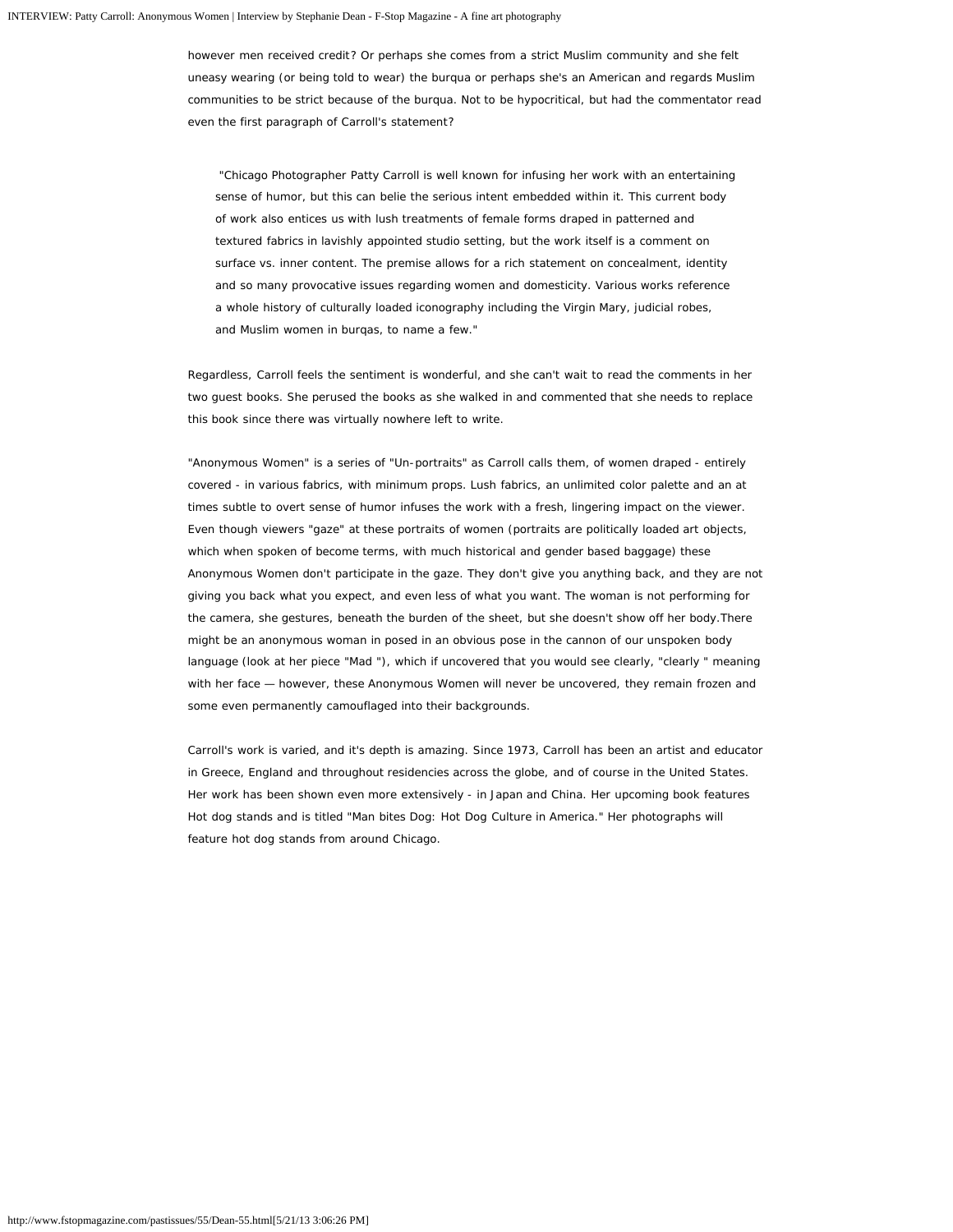however men received credit? Or perhaps she comes from a strict Muslim community and she felt uneasy wearing (or being told to wear) the burqua or perhaps she's an American and regards Muslim communities to be strict because of the burqua. Not to be hypocritical, but had the commentator read even the first paragraph of Carroll's statement?

> "Chicago Photographer Patty Carroll is well known for infusing her work with an entertaining sense of humor, but this can belie the serious intent embedded within it. This current body of work also entices us with lush treatments of female forms draped in patterned and textured fabrics in lavishly appointed studio setting, but the work itself is a comment on surface vs. inner content. The premise allows for a rich statement on concealment, identity and so many provocative issues regarding women and domesticity. Various works reference a whole history of culturally loaded iconography including the Virgin Mary, judicial robes, and Muslim women in burqas, to name a few."

Regardless, Carroll feels the sentiment is wonderful, and she can't wait to read the comments in her two guest books. She perused the books as she walked in and commented that she needs to replace this book since there was virtually nowhere left to write.

"Anonymous Women" is a series of "Un-portraits" as Carroll calls them, of women draped - entirely covered - in various fabrics, with minimum props. Lush fabrics, an unlimited color palette and an at times subtle to overt sense of humor infuses the work with a fresh, lingering impact on the viewer. Even though viewers "gaze" at these portraits of women (portraits are politically loaded art objects, which when spoken of become terms, with much historical and gender based baggage) these Anonymous Women don't participate in the gaze. They don't give you anything back, and they are not giving you back what you expect, and even less of what you want. The woman is not performing for the camera, she gestures, beneath the burden of the sheet, but she doesn't show off her body.There might be an anonymous woman in posed in an obvious pose in the cannon of our unspoken body language (look at her piece "Mad "), which if uncovered that you would see clearly, "clearly " meaning with her face — however, these Anonymous Women will never be uncovered, they remain frozen and some even permanently camouflaged into their backgrounds.

Carroll's work is varied, and it's depth is amazing. Since 1973, Carroll has been an artist and educator in Greece, England and throughout residencies across the globe, and of course in the United States. Her work has been shown even more extensively - in Japan and China. Her upcoming book features Hot dog stands and is titled "Man bites Dog: Hot Dog Culture in America." Her photographs will feature hot dog stands from around Chicago.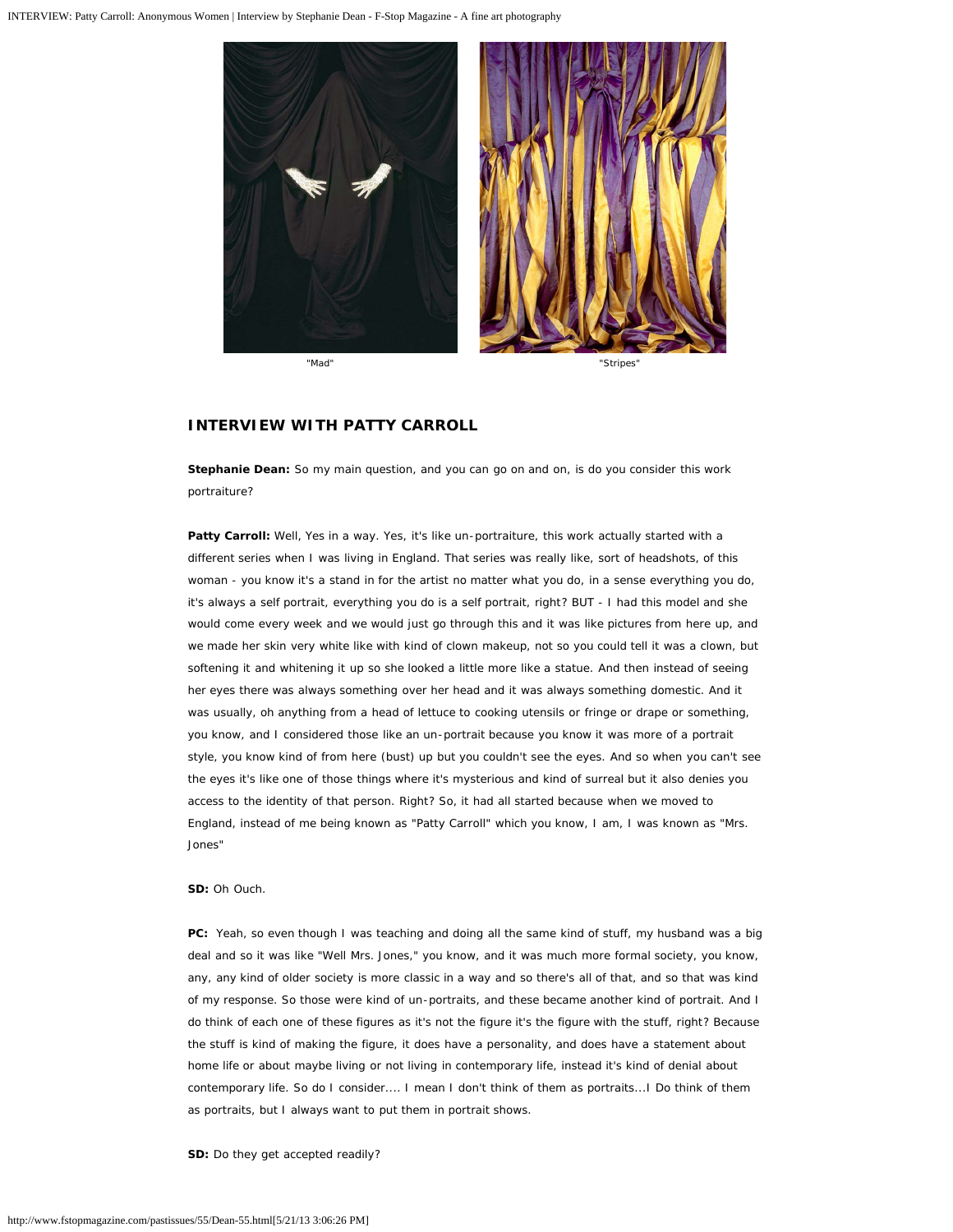"Mad"

"Stripes"

## INTERVIEW WITH PATTY CARROLL

**Stephanie Dean:** So my main question, and you can go on and on, is do you consider this work portraiture?

**Patty Carroll:** Well, Yes in a way. Yes, it's like un-portraiture, this work actually started with a different series when I was living in England. That series was really like, sort of headshots, of this woman - you know it's a stand in for the artist no matter what you do, in a sense everything you do, it's always a self portrait, everything you do is a self portrait, right? BUT - I had this model and she would come every week and we would just go through this and it was like pictures from here up, and we made her skin very white like with kind of clown makeup, not so you could tell it was a clown, but softening it and whitening it up so she looked a little more like a statue. And then instead of seeing her eyes there was always something over her head and it was always something domestic. And it was usually, oh anything from a head of lettuce to cooking utensils or fringe or drape or something, you know, and I considered those like an un-portrait because you know it was more of a portrait style, you know kind of from here (bust) up but you couldn't see the eyes. And so when you can't see the eyes it's like one of those things where it's mysterious and kind of surreal but it also denies you access to the identity of that person. Right? So, it had all started because when we moved to England, instead of me being known as "Patty Carroll" which you know, I am, I was known as "Mrs. Jones"

**SD:** Oh Ouch.

**PC:** Yeah, so even though I was teaching and doing all the same kind of stuff, my husband was a big deal and so it was like "Well Mrs. Jones," you know, and it was much more formal society, you know, any, any kind of older society is more classic in a way and so there's all of that, and so that was kind of my response. So those were kind of un-portraits, and these became another kind of portrait. And I do think of each one of these figures as it's not the figure it's the figure with the stuff, right? Because the stuff is kind of making the figure, it does have a personality, and does have a statement about home life or about maybe living or not living in contemporary life, instead it's kind of denial about contemporary life. So do I consider.... I mean I don't think of them as portraits...I Do think of them as portraits, but I always want to put them in portrait shows.

**SD:** Do they get accepted readily?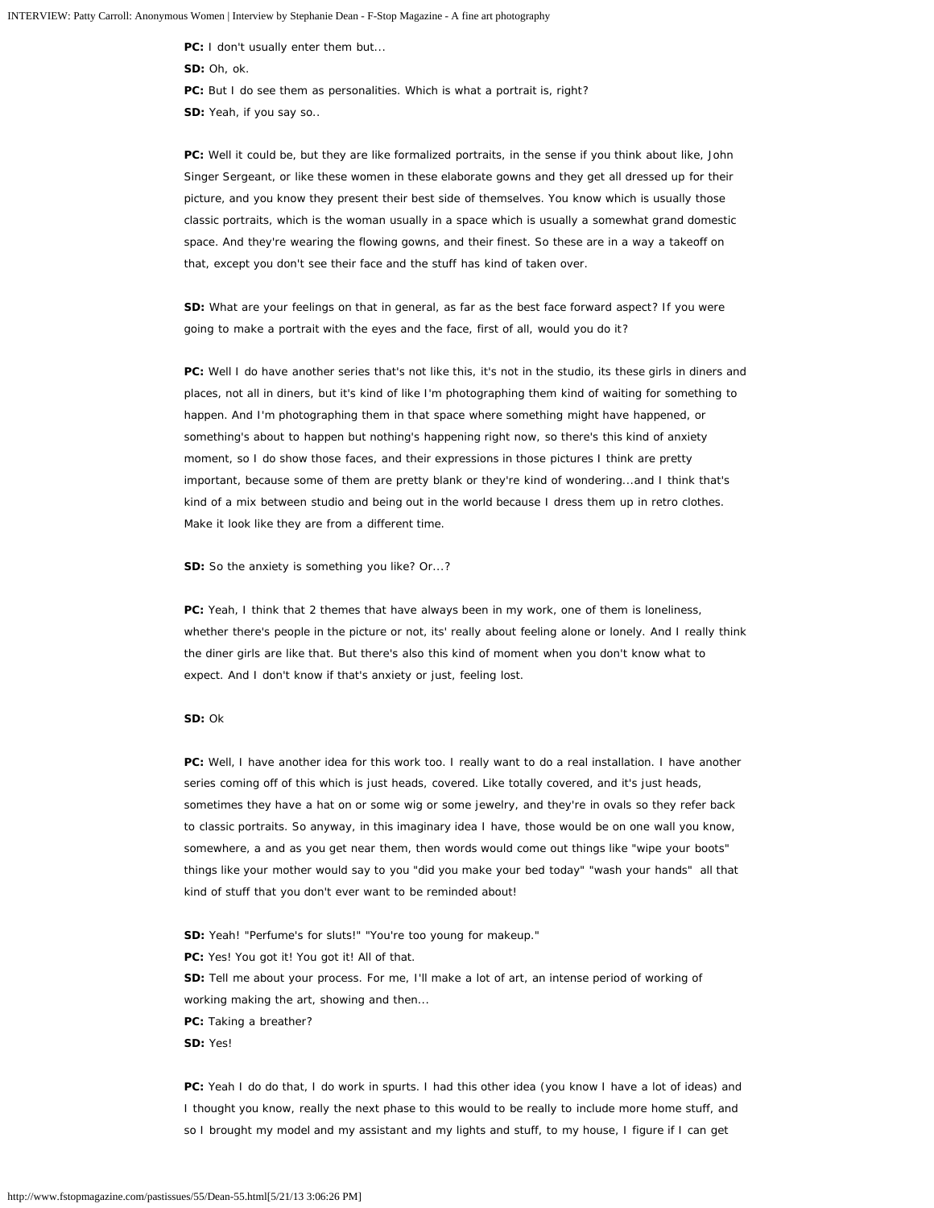**PC:** I don't usually enter them but...

**SD:** Oh, ok.

**PC:** But I do see them as personalities. Which is what a portrait is, right?

**SD:** Yeah, if you say so..

**PC:** Well it could be, but they are like formalized portraits, in the sense if you think about like, John Singer Sergeant, or like these women in these elaborate gowns and they get all dressed up for their picture, and you know they present their best side of themselves. You know which is usually those classic portraits, which is the woman usually in a space which is usually a somewhat grand domestic space. And they're wearing the flowing gowns, and their finest. So these are in a way a takeoff on that, except you don't see their face and the stuff has kind of taken over.

**SD:** What are your feelings on that in general, as far as the best face forward aspect? If you were going to make a portrait with the eyes and the face, first of all, would you do it?

**PC:** Well I do have another series that's not like this, it's not in the studio, its these girls in diners and places, not all in diners, but it's kind of like I'm photographing them kind of waiting for something to happen. And I'm photographing them in that space where something might have happened, or something's about to happen but nothing's happening right now, so there's this kind of anxiety moment, so I do show those faces, and their expressions in those pictures I think are pretty important, because some of them are pretty blank or they're kind of wondering...and I think that's kind of a mix between studio and being out in the world because I dress them up in retro clothes. Make it look like they are from a different time.

**SD:** So the anxiety is something you like? Or...?

**PC:** Yeah, I think that 2 themes that have always been in my work, one of them is loneliness, whether there's people in the picture or not, its' really about feeling alone or lonely. And I really think the diner girls are like that. But there's also this kind of moment when you don't know what to expect. And I don't know if that's anxiety or just, feeling lost.

**SD:** Ok

**PC:** Well, I have another idea for this work too. I really want to do a real installation. I have another series coming off of this which is just heads, covered. Like totally covered, and it's just heads, sometimes they have a hat on or some wig or some jewelry, and they're in ovals so they refer back to classic portraits. So anyway, in this imaginary idea I have, those would be on one wall you know, somewhere, a and as you get near them, then words would come out things like "wipe your boots" things like your mother would say to you "did you make your bed today" "wash your hands" all that kind of stuff that you don't ever want to be reminded about!

**SD:** Yeah! "Perfume's for sluts!" "You're too young for makeup."

**PC:** Yes! You got it! You got it! All of that.

**SD:** Tell me about your process. For me, I'll make a lot of art, an intense period of working of working making the art, showing and then...

**PC:** Taking a breather?

**SD:** Yes!

**PC:** Yeah I do do that, I do work in spurts. I had this other idea (you know I have a lot of ideas) and I thought you know, really the next phase to this would to be really to include more home stuff, and so I brought my model and my assistant and my lights and stuff, to my house, I figure if I can get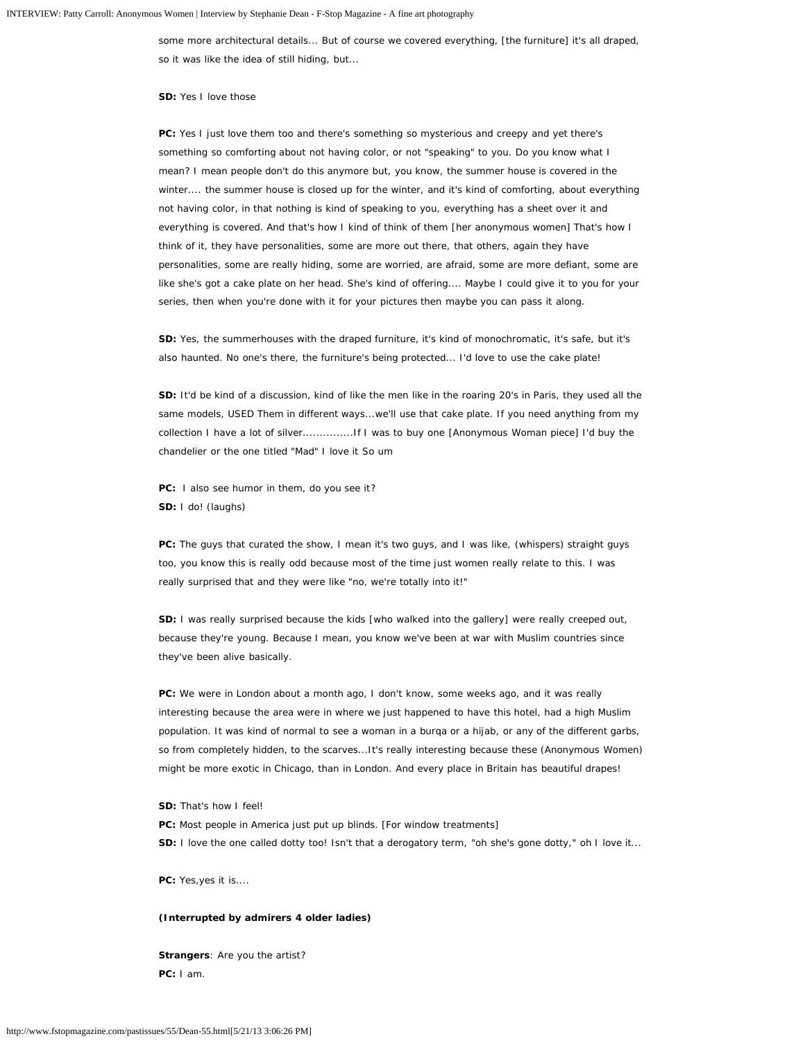some more architectural details... But of course we covered everything, [the furniture] it's all draped, so it was like the idea of still hiding, but...

**SD:** Yes I love those

**PC:** Yes I just love them too and there's something so mysterious and creepy and yet there's something so comforting about not having color, or not "speaking" to you. Do you know what I mean? I mean people don't do this anymore but, you know, the summer house is covered in the winter.... the summer house is closed up for the winter, and it's kind of comforting, about everything not having color, in that nothing is kind of speaking to you, everything has a sheet over it and everything is covered. And that's how I kind of think of them [her anonymous women] That's how I think of it, they have personalities, some are more out there, that others, again they have personalities, some are really hiding, some are worried, are afraid, some are more defiant, some are like she's got a cake plate on her head. She's kind of offering.... Maybe I could give it to you for your series, then when you're done with it for your pictures then maybe you can pass it along.

**SD:** Yes, the summerhouses with the draped furniture, it's kind of monochromatic, it's safe, but it's also haunted. No one's there, the furniture's being protected... I'd love to use the cake plate!

**SD:** It'd be kind of a discussion, kind of like the men like in the roaring 20's in Paris, they used all the same models, USED Them in different ways...we'll use that cake plate. If you need anything from my collection I have a lot of silver...............If I was to buy one [Anonymous Woman piece] I'd buy the chandelier or the one titled "Mad" I love it So um

**PC:** I also see humor in them, do you see it?
**SD:** I do! (laughs)

**PC:** The guys that curated the show, I mean it's two guys, and I was like, (whispers) straight guys too, you know this is really odd because most of the time just women really relate to this. I was really surprised that and they were like "no, we're totally into it!"

**SD:** I was really surprised because the kids [who walked into the gallery] were really creeped out, because they're young. Because I mean, you know we've been at war with Muslim countries since they've been alive basically.

**PC:** We were in London about a month ago, I don't know, some weeks ago, and it was really interesting because the area were in where we just happened to have this hotel, had a high Muslim population. It was kind of normal to see a woman in a burqa or a hijab, or any of the different garbs, so from completely hidden, to the scarves...It's really interesting because these (Anonymous Women) might be more exotic in Chicago, than in London. And every place in Britain has beautiful drapes!

**SD:** That's how I feel!
**PC:** Most people in America just put up blinds. [For window treatments]
**SD:** I love the one called dotty too! Isn't that a derogatory term, "oh she's gone dotty," oh I love it...

**PC:** Yes,yes it is....

**(Interrupted by admirers 4 older ladies)**

**Strangers**: Are you the artist?
**PC:** I am.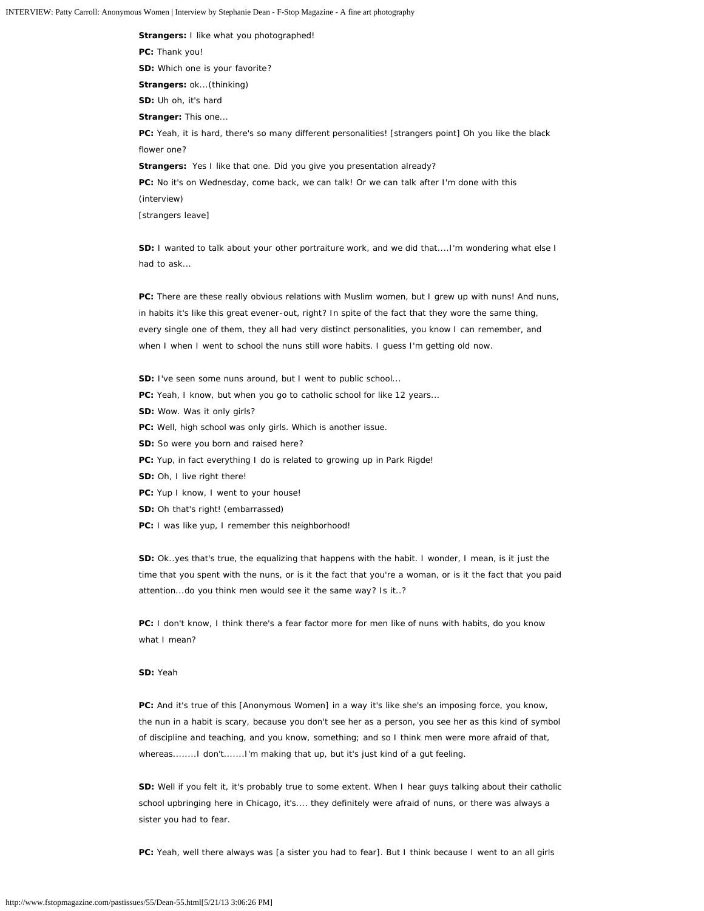**Strangers:** I like what you photographed!

**PC:** Thank you!

**SD:** Which one is your favorite?

**Strangers:** ok...(thinking)

**SD:** Uh oh, it's hard

**Stranger:** This one...

**PC:** Yeah, it is hard, there's so many different personalities! [strangers point] Oh you like the black flower one?

**Strangers:** Yes I like that one. Did you give you presentation already?

**PC:** No it's on Wednesday, come back, we can talk! Or we can talk after I'm done with this (interview)

[strangers leave]

**SD:** I wanted to talk about your other portraiture work, and we did that....I'm wondering what else I had to ask...

**PC:** There are these really obvious relations with Muslim women, but I grew up with nuns! And nuns, in habits it's like this great evener-out, right? In spite of the fact that they wore the same thing, every single one of them, they all had very distinct personalities, you know I can remember, and when I when I went to school the nuns still wore habits. I guess I'm getting old now.

**SD:** I've seen some nuns around, but I went to public school...

**PC:** Yeah, I know, but when you go to catholic school for like 12 years...

**SD:** Wow. Was it only girls?

**PC:** Well, high school was only girls. Which is another issue.

**SD:** So were you born and raised here?

**PC:** Yup, in fact everything I do is related to growing up in Park Rigde!

**SD:** Oh, I live right there!

**PC:** Yup I know, I went to your house!

**SD:** Oh that's right! (embarrassed)

**PC:** I was like yup, I remember this neighborhood!

**SD:** Ok..yes that's true, the equalizing that happens with the habit. I wonder, I mean, is it just the time that you spent with the nuns, or is it the fact that you're a woman, or is it the fact that you paid attention...do you think men would see it the same way? Is it..?

**PC:** I don't know, I think there's a fear factor more for men like of nuns with habits, do you know what I mean?

**SD:** Yeah

**PC:** And it's true of this [Anonymous Women] in a way it's like she's an imposing force, you know, the nun in a habit is scary, because you don't see her as a person, you see her as this kind of symbol of discipline and teaching, and you know, something; and so I think men were more afraid of that, whereas........I don't.......I'm making that up, but it's just kind of a gut feeling.

**SD:** Well if you felt it, it's probably true to some extent. When I hear guys talking about their catholic school upbringing here in Chicago, it's.... they definitely were afraid of nuns, or there was always a sister you had to fear.

**PC:** Yeah, well there always was [a sister you had to fear]. But I think because I went to an all girls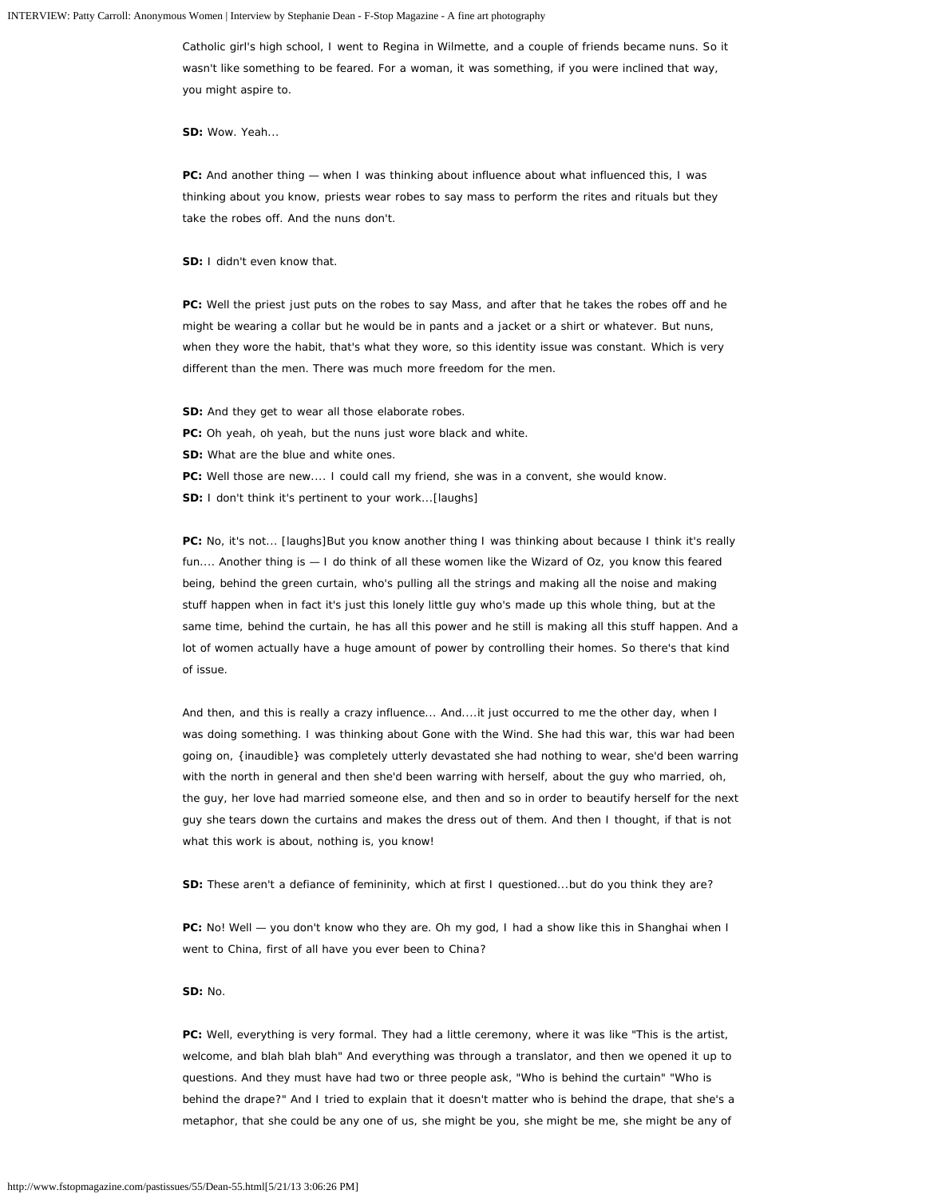Catholic girl's high school, I went to Regina in Wilmette, and a couple of friends became nuns. So it wasn't like something to be feared. For a woman, it was something, if you were inclined that way, you might aspire to.

**SD:** Wow. Yeah...

**PC:** And another thing — when I was thinking about influence about what influenced this, I was thinking about you know, priests wear robes to say mass to perform the rites and rituals but they take the robes off. And the nuns don't.

**SD:** I didn't even know that.

**PC:** Well the priest just puts on the robes to say Mass, and after that he takes the robes off and he might be wearing a collar but he would be in pants and a jacket or a shirt or whatever. But nuns, when they wore the habit, that's what they wore, so this identity issue was constant. Which is very different than the men. There was much more freedom for the men.

**SD:** And they get to wear all those elaborate robes.
**PC:** Oh yeah, oh yeah, but the nuns just wore black and white.
**SD:** What are the blue and white ones.
**PC:** Well those are new.... I could call my friend, she was in a convent, she would know.
**SD:** I don't think it's pertinent to your work...[laughs]

**PC:** No, it's not... [laughs]But you know another thing I was thinking about because I think it's really fun.... Another thing is — I do think of all these women like the Wizard of Oz, you know this feared being, behind the green curtain, who's pulling all the strings and making all the noise and making stuff happen when in fact it's just this lonely little guy who's made up this whole thing, but at the same time, behind the curtain, he has all this power and he still is making all this stuff happen. And a lot of women actually have a huge amount of power by controlling their homes. So there's that kind of issue.

And then, and this is really a crazy influence... And....it just occurred to me the other day, when I was doing something. I was thinking about Gone with the Wind. She had this war, this war had been going on, {inaudible} was completely utterly devastated she had nothing to wear, she'd been warring with the north in general and then she'd been warring with herself, about the guy who married, oh, the guy, her love had married someone else, and then and so in order to beautify herself for the next guy she tears down the curtains and makes the dress out of them. And then I thought, if that is not what this work is about, nothing is, you know!

**SD:** These aren't a defiance of femininity, which at first I questioned...but do you think they are?

**PC:** No! Well — you don't know who they are. Oh my god, I had a show like this in Shanghai when I went to China, first of all have you ever been to China?

**SD:** No.

**PC:** Well, everything is very formal. They had a little ceremony, where it was like "This is the artist, welcome, and blah blah blah" And everything was through a translator, and then we opened it up to questions. And they must have had two or three people ask, "Who is behind the curtain" "Who is behind the drape?" And I tried to explain that it doesn't matter who is behind the drape, that she's a metaphor, that she could be any one of us, she might be you, she might be me, she might be any of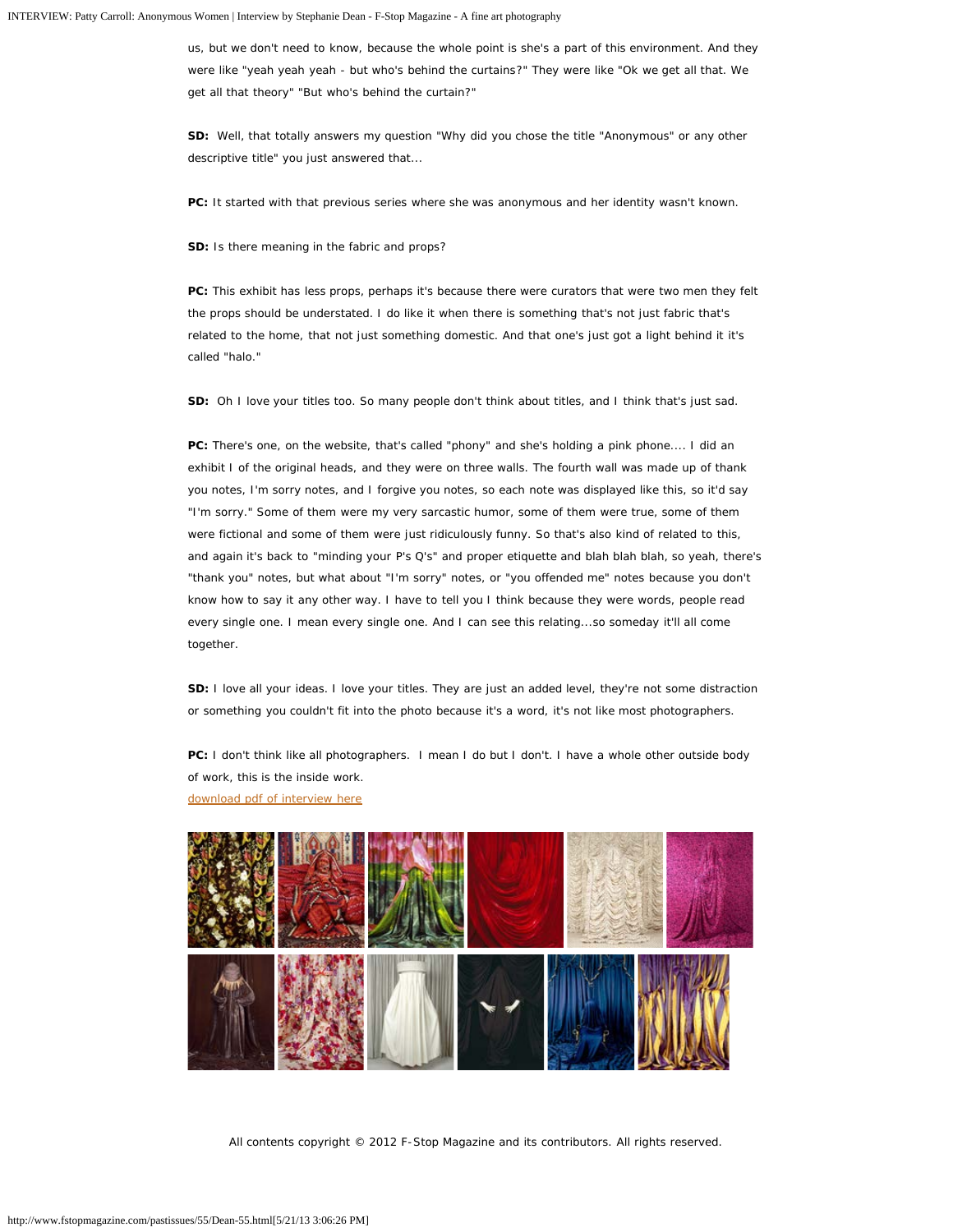us, but we don't need to know, because the whole point is she's a part of this environment. And they were like "yeah yeah yeah - but who's behind the curtains?" They were like "Ok we get all that. We get all that theory" "But who's behind the curtain?"

**SD:** Well, that totally answers my question "Why did you chose the title "Anonymous" or any other descriptive title" you just answered that...

**PC:** It started with that previous series where she was anonymous and her identity wasn't known.

**SD:** Is there meaning in the fabric and props?

**PC:** This exhibit has less props, perhaps it's because there were curators that were two men they felt the props should be understated. I do like it when there is something that's not just fabric that's related to the home, that not just something domestic. And that one's just got a light behind it it's called "halo."

**SD:** Oh I love your titles too. So many people don't think about titles, and I think that's just sad.

**PC:** There's one, on the website, that's called "phony" and she's holding a pink phone.... I did an exhibit I of the original heads, and they were on three walls. The fourth wall was made up of thank you notes, I'm sorry notes, and I forgive you notes, so each note was displayed like this, so it'd say "I'm sorry." Some of them were my very sarcastic humor, some of them were true, some of them were fictional and some of them were just ridiculously funny. So that's also kind of related to this, and again it's back to "minding your P's Q's" and proper etiquette and blah blah blah, so yeah, there's "thank you" notes, but what about "I'm sorry" notes, or "you offended me" notes because you don't know how to say it any other way. I have to tell you I think because they were words, people read every single one. I mean every single one. And I can see this relating...so someday it'll all come together.

**SD:** I love all your ideas. I love your titles. They are just an added level, they're not some distraction or something you couldn't fit into the photo because it's a word, it's not like most photographers.

**PC:** I don't think like all photographers. I mean I do but I don't. I have a whole other outside body of work, this is the inside work.

download pdf of interview here

All contents copyright © 2012 F-Stop Magazine and its contributors. All rights reserved.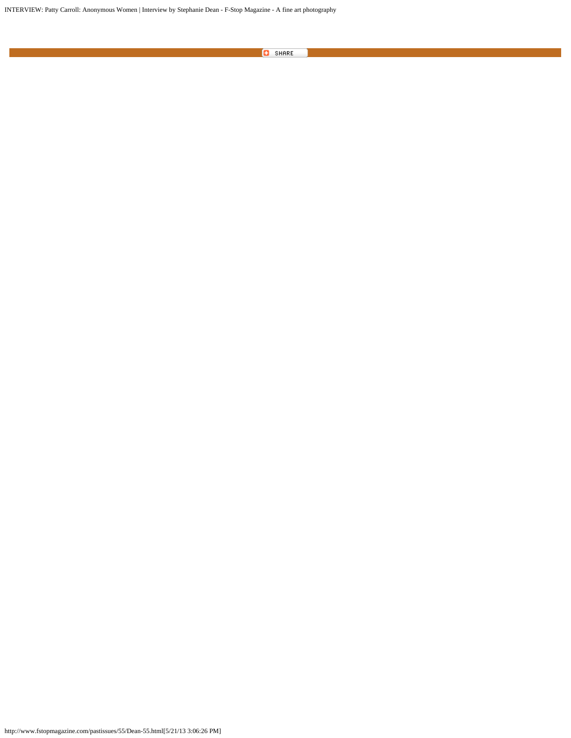SHARE